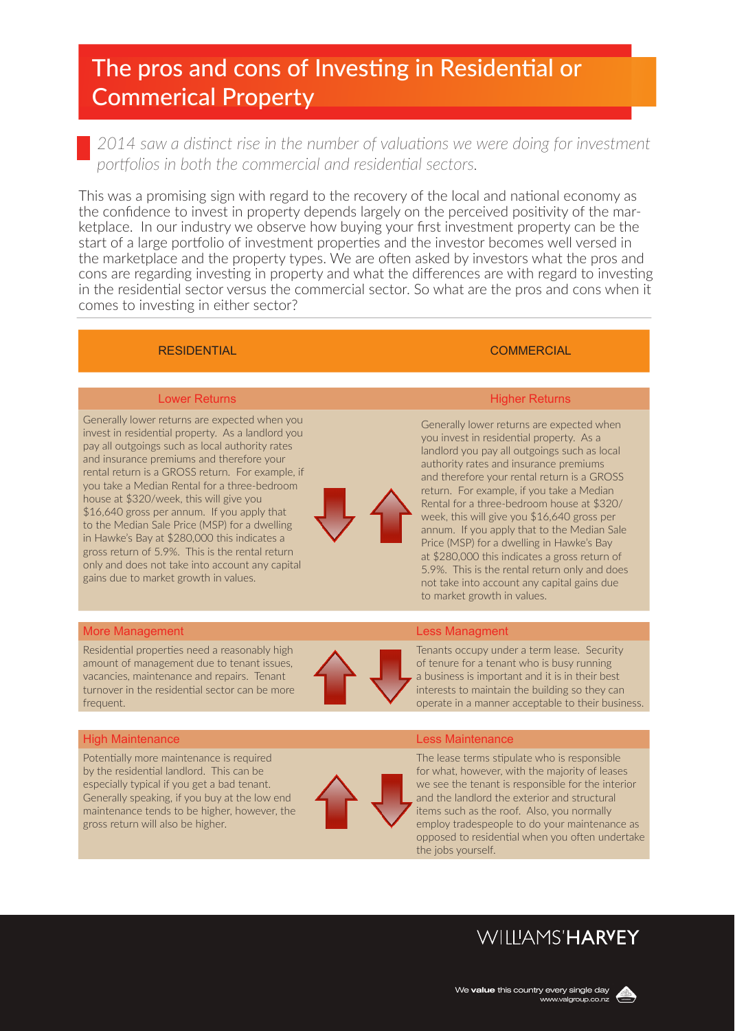# The pros and cons of Investing in Residential or Commerical Property

*2014 saw a distinct rise in the number of valuations we were doing for investment portfolios in both the commercial and residential sectors.*

This was a promising sign with regard to the recovery of the local and national economy as the confidence to invest in property depends largely on the perceived positivity of the marketplace. In our industry we observe how buying your first investment property can be the start of a large portfolio of investment properties and the investor becomes well versed in the marketplace and the property types. We are often asked by investors what the pros and cons are regarding investing in property and what the differences are with regard to investing in the residential sector versus the commercial sector. So what are the pros and cons when it comes to investing in either sector?

| RESIDENTIAL | COMMERCIAL |
|---|---|
| **Lower Returns** | **Higher Returns** |
| Generally lower returns are expected when you invest in residential property. As a landlord you pay all outgoings such as local authority rates and insurance premiums and therefore your rental return is a GROSS return. For example, if you take a Median Rental for a three-bedroom house at $320/week, this will give you $16,640 gross per annum. If you apply that to the Median Sale Price (MSP) for a dwelling in Hawke's Bay at $280,000 this indicates a gross return of 5.9%. This is the rental return only and does not take into account any capital gains due to market growth in values. | Generally lower returns are expected when you invest in residential property. As a landlord you pay all outgoings such as local authority rates and insurance premiums and therefore your rental return is a GROSS return. For example, if you take a Median Rental for a three-bedroom house at $320/week, this will give you $16,640 gross per annum. If you apply that to the Median Sale Price (MSP) for a dwelling in Hawke's Bay at $280,000 this indicates a gross return of 5.9%. This is the rental return only and does not take into account any capital gains due to market growth in values. |
| **More Management** | **Less Managment** |
| Residential properties need a reasonably high amount of management due to tenant issues, vacancies, maintenance and repairs. Tenant turnover in the residential sector can be more frequent. | Tenants occupy under a term lease. Security of tenure for a tenant who is busy running a business is important and it is in their best interests to maintain the building so they can operate in a manner acceptable to their business. |
| **High Maintenance** | **Less Maintenance** |
| Potentially more maintenance is required by the residential landlord. This can be especially typical if you get a bad tenant. Generally speaking, if you buy at the low end maintenance tends to be higher, however, the gross return will also be higher. | The lease terms stipulate who is responsible for what, however, with the majority of leases we see the tenant is responsible for the interior and the landlord the exterior and structural items such as the roof. Also, you normally employ tradespeople to do your maintenance as opposed to residential when you often undertake the jobs yourself. |

WILLIAMS'HARVEY

We **value** this country every single day
www.valgroup.co.nz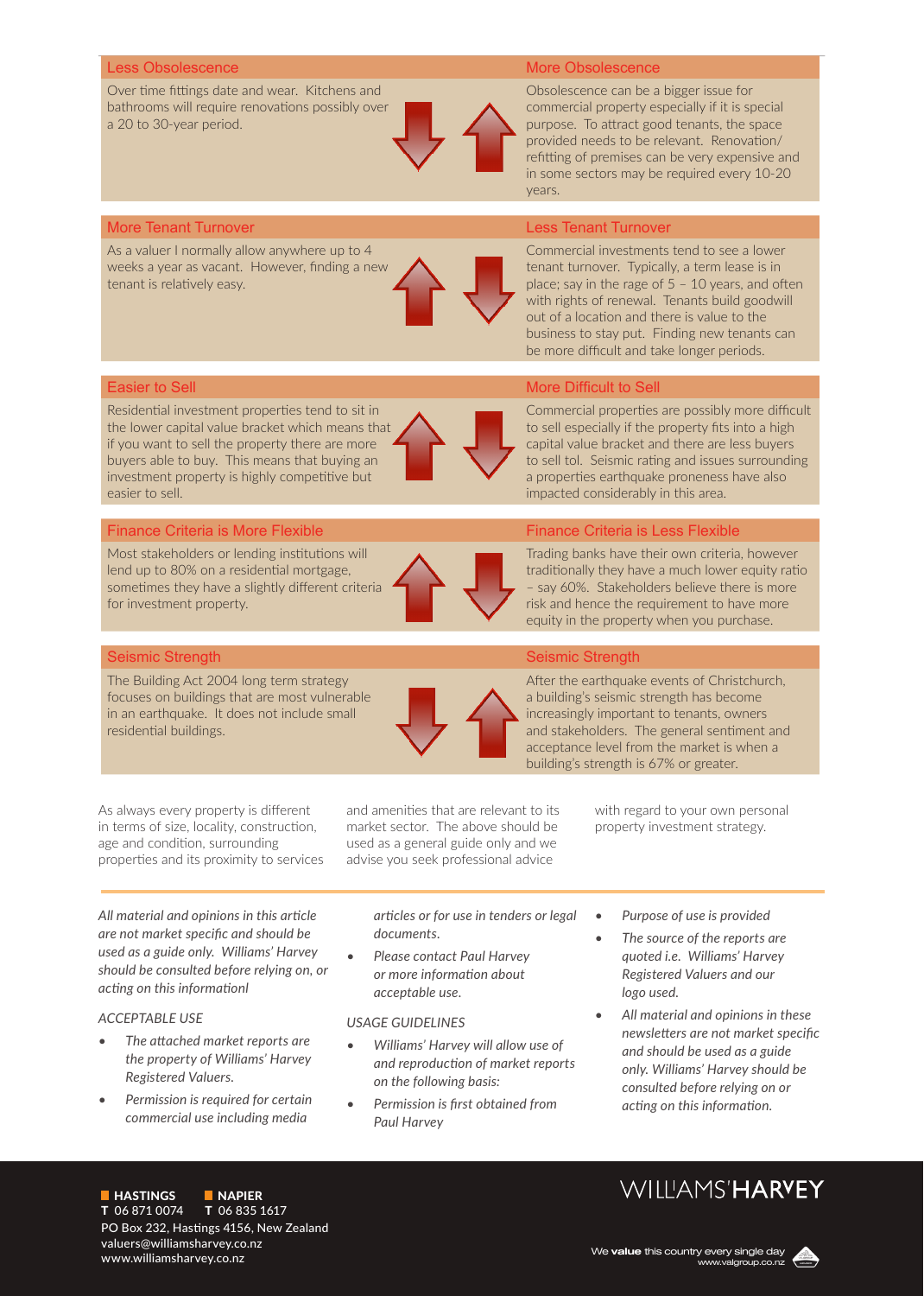### Less Obsolescence

Over time fittings date and wear. Kitchens and bathrooms will require renovations possibly over a 20 to 30-year period.

### More Obsolescence

Obsolescence can be a bigger issue for commercial property especially if it is special purpose. To attract good tenants, the space provided needs to be relevant. Renovation/ refitting of premises can be very expensive and in some sectors may be required every 10-20 years.

### More Tenant Turnover

As a valuer I normally allow anywhere up to 4 weeks a year as vacant. However, finding a new tenant is relatively easy.

### Less Tenant Turnover

Commercial investments tend to see a lower tenant turnover. Typically, a term lease is in place; say in the rage of 5 – 10 years, and often with rights of renewal. Tenants build goodwill out of a location and there is value to the business to stay put. Finding new tenants can be more difficult and take longer periods.

### Easier to Sell

Residential investment properties tend to sit in the lower capital value bracket which means that if you want to sell the property there are more buyers able to buy. This means that buying an investment property is highly competitive but easier to sell.

### More Difficult to Sell

Commercial properties are possibly more difficult to sell especially if the property fits into a high capital value bracket and there are less buyers to sell tol. Seismic rating and issues surrounding a properties earthquake proneness have also impacted considerably in this area.

### Finance Criteria is More Flexible

Most stakeholders or lending institutions will lend up to 80% on a residential mortgage, sometimes they have a slightly different criteria for investment property.

### Finance Criteria is Less Flexible

Trading banks have their own criteria, however traditionally they have a much lower equity ratio – say 60%. Stakeholders believe there is more risk and hence the requirement to have more equity in the property when you purchase.

### Seismic Strength

The Building Act 2004 long term strategy focuses on buildings that are most vulnerable in an earthquake. It does not include small residential buildings.

### Seismic Strength

After the earthquake events of Christchurch, a building's seismic strength has become increasingly important to tenants, owners and stakeholders. The general sentiment and acceptance level from the market is when a building's strength is 67% or greater.

As always every property is different in terms of size, locality, construction, age and condition, surrounding properties and its proximity to services and amenities that are relevant to its market sector. The above should be used as a general guide only and we advise you seek professional advice with regard to your own personal property investment strategy.

---

*All material and opinions in this article are not market specific and should be used as a guide only. Williams' Harvey should be consulted before relying on, or acting on this informationl*

*ACCEPTABLE USE*

- *The attached market reports are the property of Williams' Harvey Registered Valuers.*
- *Permission is required for certain commercial use including media articles or for use in tenders or legal documents.*
- *Please contact Paul Harvey or more information about acceptable use.*

*USAGE GUIDELINES*

- *Williams' Harvey will allow use of and reproduction of market reports on the following basis:*
- *Permission is first obtained from Paul Harvey*
- *Purpose of use is provided*
- *The source of the reports are quoted i.e. Williams' Harvey Registered Valuers and our logo used.*
- *All material and opinions in these newsletters are not market specific and should be used as a guide only. Williams' Harvey should be consulted before relying on or acting on this information.*

**HASTINGS** **T** 06 871 0074
**NAPIER** **T** 06 835 1617
PO Box 232, Hastings 4156, New Zealand
valuers@williamsharvey.co.nz
www.williamsharvey.co.nz

WILLIAMS'**HARVEY**

We **value** this country every single day
www.valgroup.co.nz